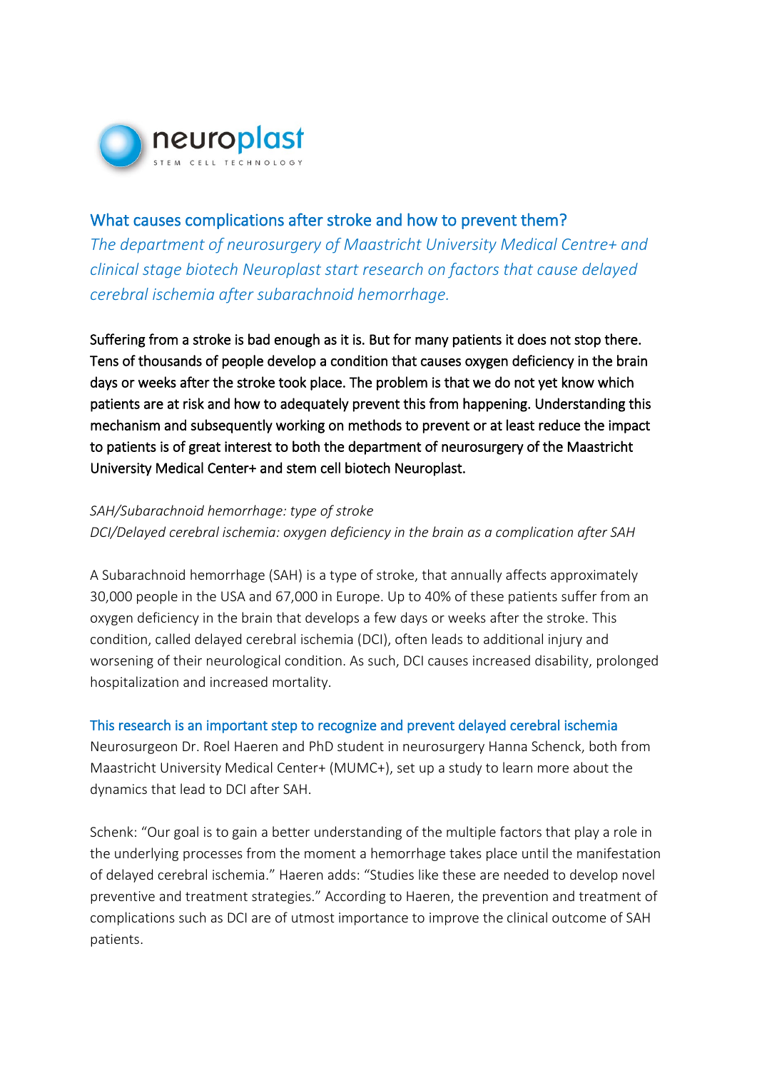neuroplast

STEM CELL TECHNOLOGY

## What causes complications after stroke and how to prevent them?

*The department of neurosurgery of Maastricht University Medical Centre+ and clinical stage biotech Neuroplast start research on factors that cause delayed cerebral ischemia after subarachnoid hemorrhage.*

**Suffering from a stroke is bad enough as it is. But for many patients it does not stop there. Tens of thousands of people develop a condition that causes oxygen deficiency in the brain days or weeks after the stroke took place. The problem is that we do not yet know which patients are at risk and how to adequately prevent this from happening. Understanding this mechanism and subsequently working on methods to prevent or at least reduce the impact to patients is of great interest to both the department of neurosurgery of the Maastricht University Medical Center+ and stem cell biotech Neuroplast.**

*SAH/Subarachnoid hemorrhage: type of stroke*
*DCI/Delayed cerebral ischemia: oxygen deficiency in the brain as a complication after SAH*

A Subarachnoid hemorrhage (SAH) is a type of stroke, that annually affects approximately 30,000 people in the USA and 67,000 in Europe. Up to 40% of these patients suffer from an oxygen deficiency in the brain that develops a few days or weeks after the stroke. This condition, called delayed cerebral ischemia (DCI), often leads to additional injury and worsening of their neurological condition. As such, DCI causes increased disability, prolonged hospitalization and increased mortality.

### This research is an important step to recognize and prevent delayed cerebral ischemia

Neurosurgeon Dr. Roel Haeren and PhD student in neurosurgery Hanna Schenck, both from Maastricht University Medical Center+ (MUMC+), set up a study to learn more about the dynamics that lead to DCI after SAH.

Schenk: "Our goal is to gain a better understanding of the multiple factors that play a role in the underlying processes from the moment a hemorrhage takes place until the manifestation of delayed cerebral ischemia." Haeren adds: "Studies like these are needed to develop novel preventive and treatment strategies." According to Haeren, the prevention and treatment of complications such as DCI are of utmost importance to improve the clinical outcome of SAH patients.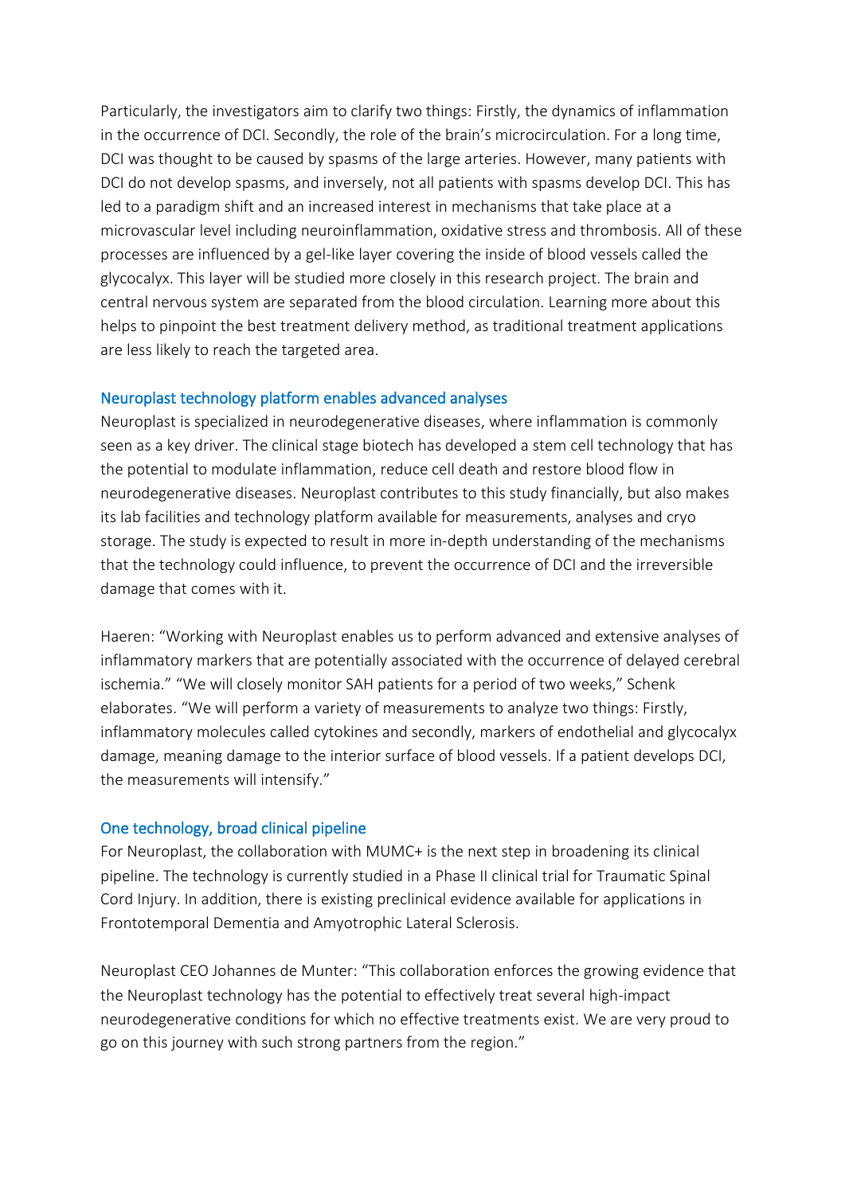Particularly, the investigators aim to clarify two things: Firstly, the dynamics of inflammation in the occurrence of DCI. Secondly, the role of the brain's microcirculation. For a long time, DCI was thought to be caused by spasms of the large arteries. However, many patients with DCI do not develop spasms, and inversely, not all patients with spasms develop DCI. This has led to a paradigm shift and an increased interest in mechanisms that take place at a microvascular level including neuroinflammation, oxidative stress and thrombosis. All of these processes are influenced by a gel-like layer covering the inside of blood vessels called the glycocalyx. This layer will be studied more closely in this research project. The brain and central nervous system are separated from the blood circulation. Learning more about this helps to pinpoint the best treatment delivery method, as traditional treatment applications are less likely to reach the targeted area.

## Neuroplast technology platform enables advanced analyses

Neuroplast is specialized in neurodegenerative diseases, where inflammation is commonly seen as a key driver. The clinical stage biotech has developed a stem cell technology that has the potential to modulate inflammation, reduce cell death and restore blood flow in neurodegenerative diseases. Neuroplast contributes to this study financially, but also makes its lab facilities and technology platform available for measurements, analyses and cryo storage. The study is expected to result in more in-depth understanding of the mechanisms that the technology could influence, to prevent the occurrence of DCI and the irreversible damage that comes with it.

Haeren: "Working with Neuroplast enables us to perform advanced and extensive analyses of inflammatory markers that are potentially associated with the occurrence of delayed cerebral ischemia." "We will closely monitor SAH patients for a period of two weeks," Schenk elaborates. "We will perform a variety of measurements to analyze two things: Firstly, inflammatory molecules called cytokines and secondly, markers of endothelial and glycocalyx damage, meaning damage to the interior surface of blood vessels. If a patient develops DCI, the measurements will intensify."

## One technology, broad clinical pipeline

For Neuroplast, the collaboration with MUMC+ is the next step in broadening its clinical pipeline. The technology is currently studied in a Phase II clinical trial for Traumatic Spinal Cord Injury. In addition, there is existing preclinical evidence available for applications in Frontotemporal Dementia and Amyotrophic Lateral Sclerosis.

Neuroplast CEO Johannes de Munter: "This collaboration enforces the growing evidence that the Neuroplast technology has the potential to effectively treat several high-impact neurodegenerative conditions for which no effective treatments exist. We are very proud to go on this journey with such strong partners from the region."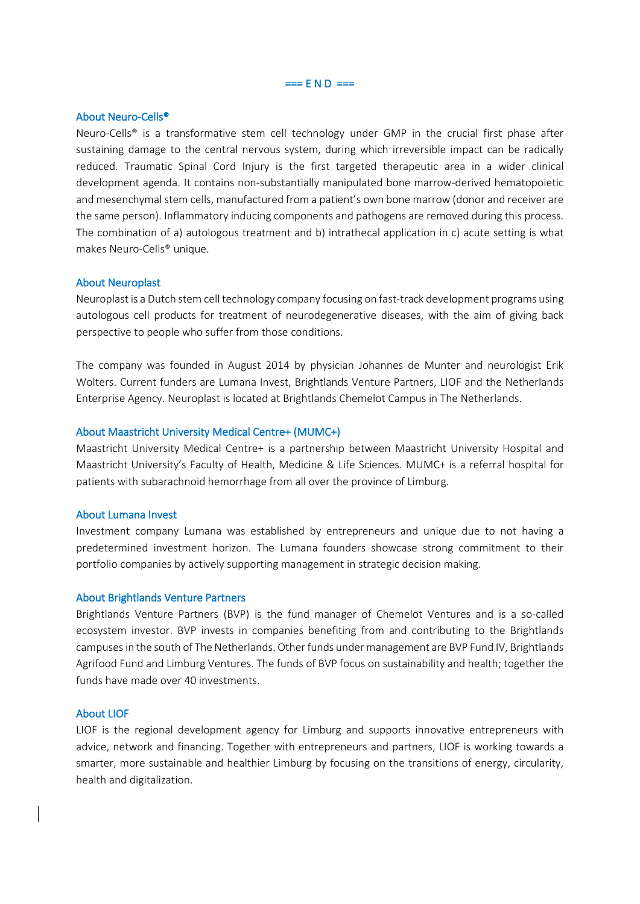=== E N D ===

### About Neuro-Cells®

Neuro-Cells® is a transformative stem cell technology under GMP in the crucial first phase after sustaining damage to the central nervous system, during which irreversible impact can be radically reduced. Traumatic Spinal Cord Injury is the first targeted therapeutic area in a wider clinical development agenda. It contains non-substantially manipulated bone marrow-derived hematopoietic and mesenchymal stem cells, manufactured from a patient's own bone marrow (donor and receiver are the same person). Inflammatory inducing components and pathogens are removed during this process. The combination of a) autologous treatment and b) intrathecal application in c) acute setting is what makes Neuro-Cells® unique.

### About Neuroplast

Neuroplast is a Dutch stem cell technology company focusing on fast-track development programs using autologous cell products for treatment of neurodegenerative diseases, with the aim of giving back perspective to people who suffer from those conditions.

The company was founded in August 2014 by physician Johannes de Munter and neurologist Erik Wolters. Current funders are Lumana Invest, Brightlands Venture Partners, LIOF and the Netherlands Enterprise Agency. Neuroplast is located at Brightlands Chemelot Campus in The Netherlands.

### About Maastricht University Medical Centre+ (MUMC+)

Maastricht University Medical Centre+ is a partnership between Maastricht University Hospital and Maastricht University's Faculty of Health, Medicine & Life Sciences. MUMC+ is a referral hospital for patients with subarachnoid hemorrhage from all over the province of Limburg.

### About Lumana Invest

Investment company Lumana was established by entrepreneurs and unique due to not having a predetermined investment horizon. The Lumana founders showcase strong commitment to their portfolio companies by actively supporting management in strategic decision making.

### About Brightlands Venture Partners

Brightlands Venture Partners (BVP) is the fund manager of Chemelot Ventures and is a so-called ecosystem investor. BVP invests in companies benefiting from and contributing to the Brightlands campuses in the south of The Netherlands. Other funds under management are BVP Fund IV, Brightlands Agrifood Fund and Limburg Ventures. The funds of BVP focus on sustainability and health; together the funds have made over 40 investments.

### About LIOF

LIOF is the regional development agency for Limburg and supports innovative entrepreneurs with advice, network and financing. Together with entrepreneurs and partners, LIOF is working towards a smarter, more sustainable and healthier Limburg by focusing on the transitions of energy, circularity, health and digitalization.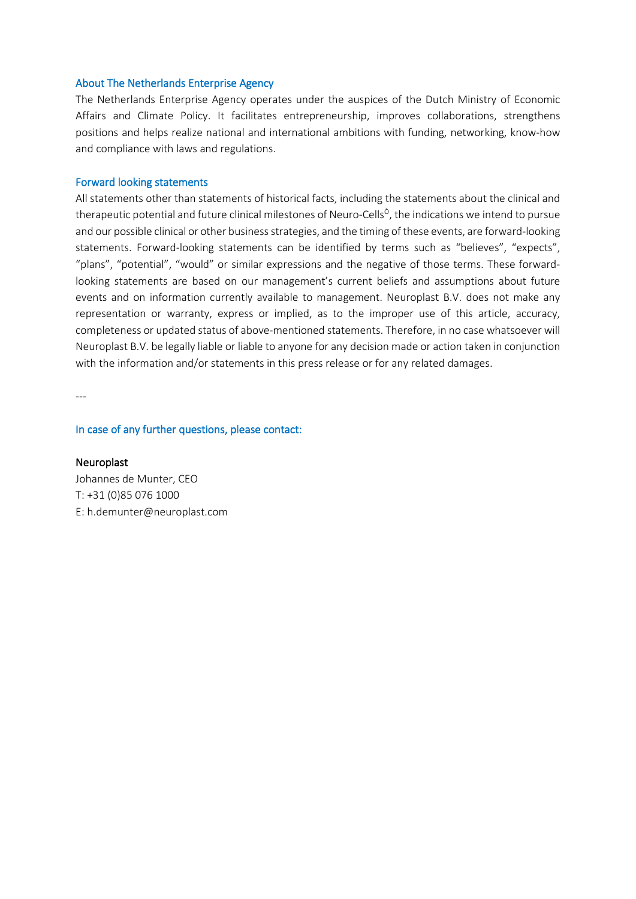### About The Netherlands Enterprise Agency

The Netherlands Enterprise Agency operates under the auspices of the Dutch Ministry of Economic Affairs and Climate Policy. It facilitates entrepreneurship, improves collaborations, strengthens positions and helps realize national and international ambitions with funding, networking, know-how and compliance with laws and regulations.

### Forward looking statements

All statements other than statements of historical facts, including the statements about the clinical and therapeutic potential and future clinical milestones of Neuro-Cells[Ò], the indications we intend to pursue and our possible clinical or other business strategies, and the timing of these events, are forward-looking statements. Forward-looking statements can be identified by terms such as "believes", "expects", "plans", "potential", "would" or similar expressions and the negative of those terms. These forward-looking statements are based on our management's current beliefs and assumptions about future events and on information currently available to management. Neuroplast B.V. does not make any representation or warranty, express or implied, as to the improper use of this article, accuracy, completeness or updated status of above-mentioned statements. Therefore, in no case whatsoever will Neuroplast B.V. be legally liable or liable to anyone for any decision made or action taken in conjunction with the information and/or statements in this press release or for any related damages.

---

### In case of any further questions, please contact:

**Neuroplast**
Johannes de Munter, CEO
T: +31 (0)85 076 1000
E: h.demunter@neuroplast.com